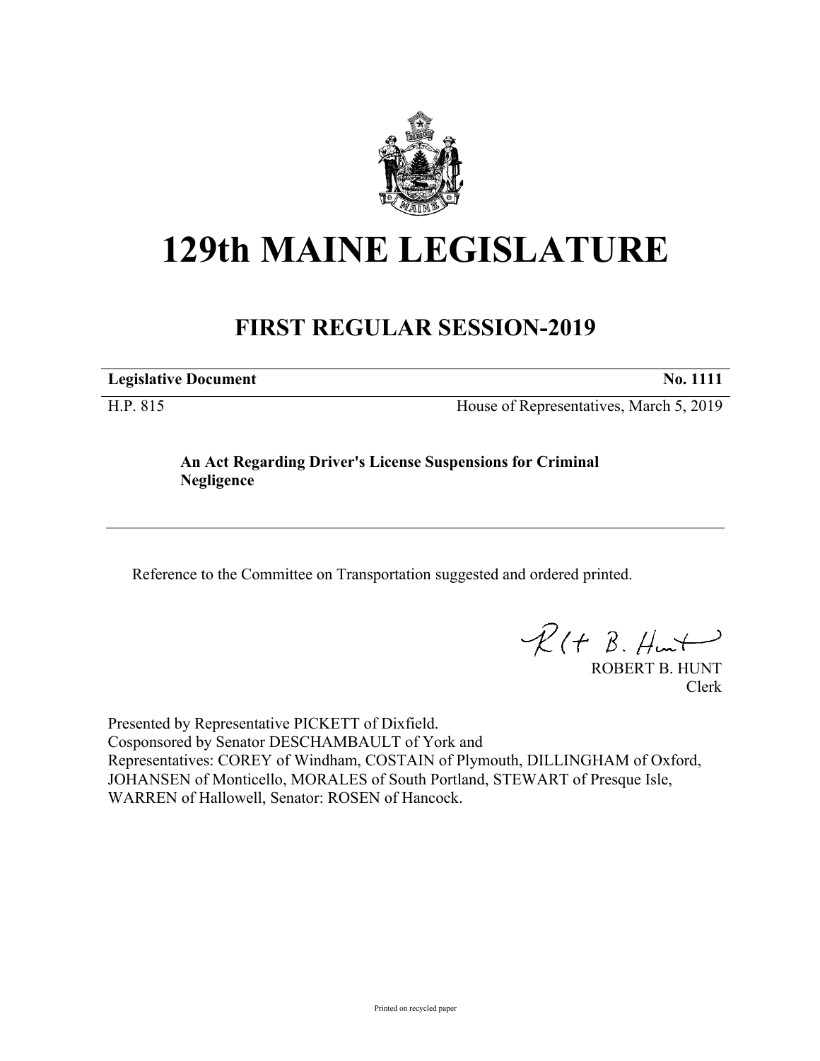# 129th MAINE LEGISLATURE

## FIRST REGULAR SESSION-2019

**Legislative Document** **No. 1111**

H.P. 815 House of Representatives, March 5, 2019

**An Act Regarding Driver's License Suspensions for Criminal Negligence**

Reference to the Committee on Transportation suggested and ordered printed.

ROBERT B. HUNT
Clerk

Presented by Representative PICKETT of Dixfield.
Cosponsored by Senator DESCHAMBAULT of York and
Representatives: COREY of Windham, COSTAIN of Plymouth, DILLINGHAM of Oxford, JOHANSEN of Monticello, MORALES of South Portland, STEWART of Presque Isle, WARREN of Hallowell, Senator: ROSEN of Hancock.

Printed on recycled paper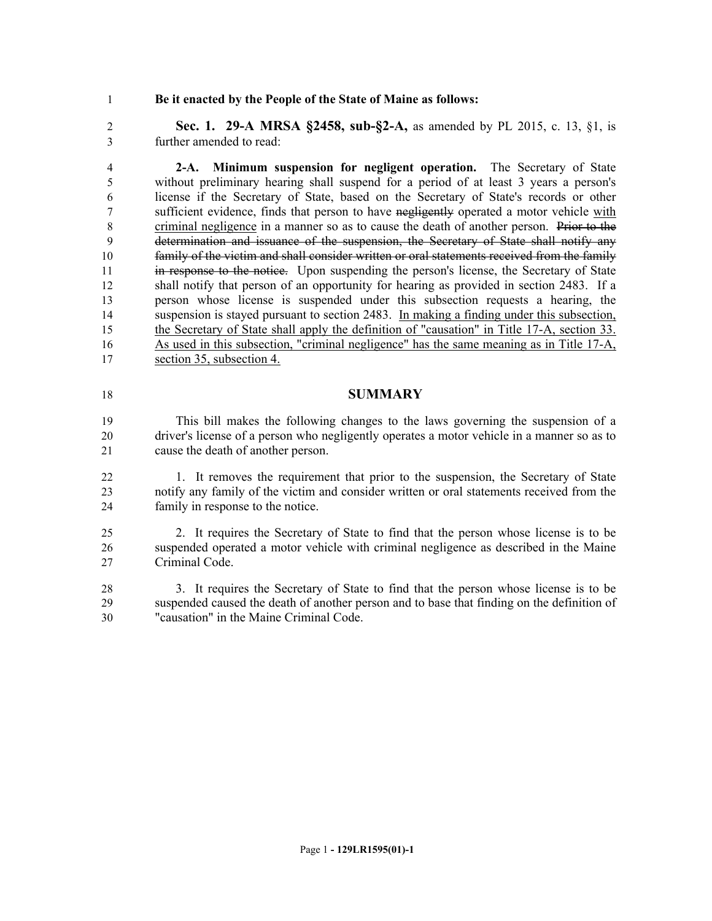**Be it enacted by the People of the State of Maine as follows:**

**Sec. 1. 29-A MRSA §2458, sub-§2-A,** as amended by PL 2015, c. 13, §1, is further amended to read:

**2-A. Minimum suspension for negligent operation.** The Secretary of State without preliminary hearing shall suspend for a period of at least 3 years a person's license if the Secretary of State, based on the Secretary of State's records or other sufficient evidence, finds that person to have ~~negligently~~ operated a motor vehicle <u>with criminal negligence</u> in a manner so as to cause the death of another person. ~~Prior to the determination and issuance of the suspension, the Secretary of State shall notify any family of the victim and shall consider written or oral statements received from the family in response to the notice.~~ Upon suspending the person's license, the Secretary of State shall notify that person of an opportunity for hearing as provided in section 2483. If a person whose license is suspended under this subsection requests a hearing, the suspension is stayed pursuant to section 2483. <u>In making a finding under this subsection, the Secretary of State shall apply the definition of "causation" in Title 17-A, section 33. As used in this subsection, "criminal negligence" has the same meaning as in Title 17-A, section 35, subsection 4.</u>

## SUMMARY

This bill makes the following changes to the laws governing the suspension of a driver's license of a person who negligently operates a motor vehicle in a manner so as to cause the death of another person.

1. It removes the requirement that prior to the suspension, the Secretary of State notify any family of the victim and consider written or oral statements received from the family in response to the notice.

2. It requires the Secretary of State to find that the person whose license is to be suspended operated a motor vehicle with criminal negligence as described in the Maine Criminal Code.

3. It requires the Secretary of State to find that the person whose license is to be suspended caused the death of another person and to base that finding on the definition of "causation" in the Maine Criminal Code.